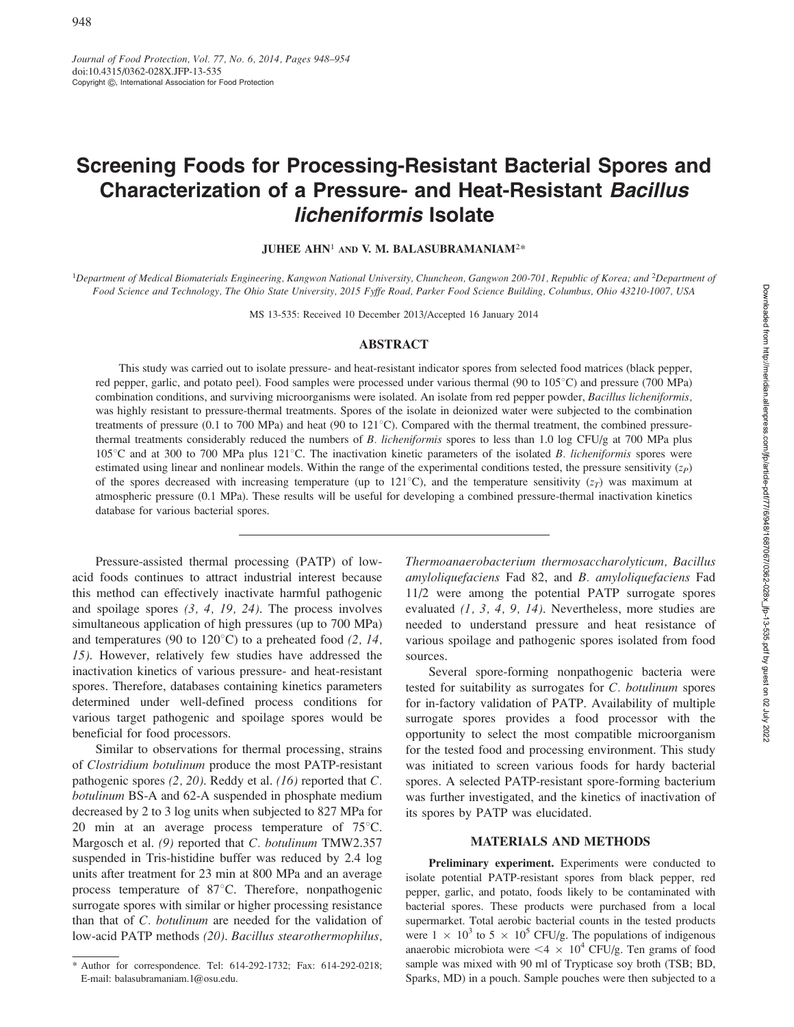# Screening Foods for Processing-Resistant Bacterial Spores and Characterization of a Pressure- and Heat-Resistant *Bacillus licheniformis* Isolate

**JUHEE AHN[1] AND V. M. BALASUBRAMANIAM[2]***

[1]*Department of Medical Biomaterials Engineering, Kangwon National University, Chuncheon, Gangwon 200-701, Republic of Korea; and* [2]*Department of Food Science and Technology, The Ohio State University, 2015 Fyffe Road, Parker Food Science Building, Columbus, Ohio 43210-1007, USA*

MS 13-535: Received 10 December 2013/Accepted 16 January 2014

## ABSTRACT

This study was carried out to isolate pressure- and heat-resistant indicator spores from selected food matrices (black pepper, red pepper, garlic, and potato peel). Food samples were processed under various thermal (90 to 105°C) and pressure (700 MPa) combination conditions, and surviving microorganisms were isolated. An isolate from red pepper powder, *Bacillus licheniformis*, was highly resistant to pressure-thermal treatments. Spores of the isolate in deionized water were subjected to the combination treatments of pressure (0.1 to 700 MPa) and heat (90 to 121°C). Compared with the thermal treatment, the combined pressure-thermal treatments considerably reduced the numbers of *B. licheniformis* spores to less than 1.0 log CFU/g at 700 MPa plus 105°C and at 300 to 700 MPa plus 121°C. The inactivation kinetic parameters of the isolated *B. licheniformis* spores were estimated using linear and nonlinear models. Within the range of the experimental conditions tested, the pressure sensitivity ($z_P$) of the spores decreased with increasing temperature (up to 121°C), and the temperature sensitivity ($z_T$) was maximum at atmospheric pressure (0.1 MPa). These results will be useful for developing a combined pressure-thermal inactivation kinetics database for various bacterial spores.

---

Pressure-assisted thermal processing (PATP) of low-acid foods continues to attract industrial interest because this method can effectively inactivate harmful pathogenic and spoilage spores *(3, 4, 19, 24)*. The process involves simultaneous application of high pressures (up to 700 MPa) and temperatures (90 to 120°C) to a preheated food *(2, 14, 15)*. However, relatively few studies have addressed the inactivation kinetics of various pressure- and heat-resistant spores. Therefore, databases containing kinetics parameters determined under well-defined process conditions for various target pathogenic and spoilage spores would be beneficial for food processors.

Similar to observations for thermal processing, strains of *Clostridium botulinum* produce the most PATP-resistant pathogenic spores *(2, 20)*. Reddy et al. *(16)* reported that *C. botulinum* BS-A and 62-A suspended in phosphate medium decreased by 2 to 3 log units when subjected to 827 MPa for 20 min at an average process temperature of 75°C. Margosch et al. *(9)* reported that *C. botulinum* TMW2.357 suspended in Tris-histidine buffer was reduced by 2.4 log units after treatment for 23 min at 800 MPa and an average process temperature of 87°C. Therefore, nonpathogenic surrogate spores with similar or higher processing resistance than that of *C. botulinum* are needed for the validation of low-acid PATP methods *(20)*. *Bacillus stearothermophilus*, *Thermoanaerobacterium thermosaccharolyticum*, *Bacillus amyloliquefaciens* Fad 82, and *B. amyloliquefaciens* Fad 11/2 were among the potential PATP surrogate spores evaluated *(1, 3, 4, 9, 14)*. Nevertheless, more studies are needed to understand pressure and heat resistance of various spoilage and pathogenic spores isolated from food sources.

Several spore-forming nonpathogenic bacteria were tested for suitability as surrogates for *C. botulinum* spores for in-factory validation of PATP. Availability of multiple surrogate spores provides a food processor with the opportunity to select the most compatible microorganism for the tested food and processing environment. This study was initiated to screen various foods for hardy bacterial spores. A selected PATP-resistant spore-forming bacterium was further investigated, and the kinetics of inactivation of its spores by PATP was elucidated.

## MATERIALS AND METHODS

**Preliminary experiment.** Experiments were conducted to isolate potential PATP-resistant spores from black pepper, red pepper, garlic, and potato, foods likely to be contaminated with bacterial spores. These products were purchased from a local supermarket. Total aerobic bacterial counts in the tested products were $1 \times 10^3$ to $5 \times 10^5$ CFU/g. The populations of indigenous anaerobic microbiota were $<4 \times 10^4$ CFU/g. Ten grams of food sample was mixed with 90 ml of Trypticase soy broth (TSB; BD, Sparks, MD) in a pouch. Sample pouches were then subjected to a

\* Author for correspondence. Tel: 614-292-1732; Fax: 614-292-0218; E-mail: balasubramaniam.1@osu.edu.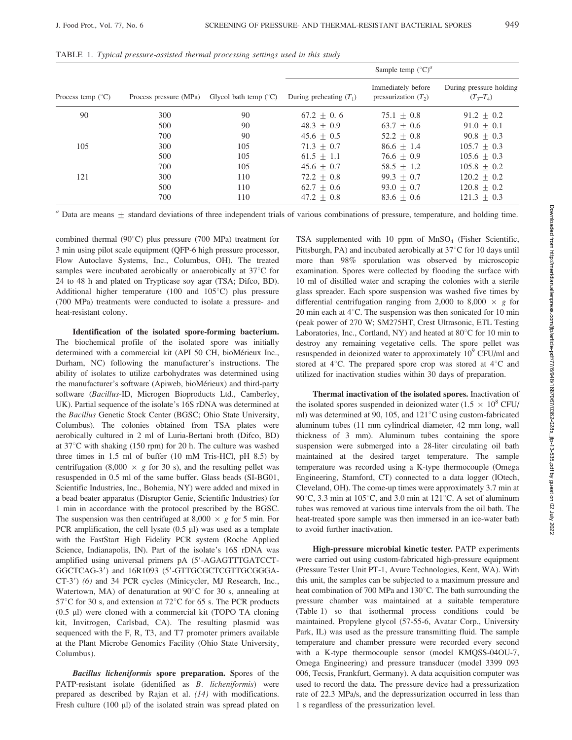TABLE 1. *Typical pressure-assisted thermal processing settings used in this study*

| Process temp (°C) | Process pressure (MPa) | Glycol bath temp (°C) | Sample temp (°C)[a] | | |
|---|---|---|---|---|---|
| | | | During preheating ($T_1$) | Immediately before pressurization ($T_2$) | During pressure holding ($T_3$–$T_4$) |
| 90 | 300 | 90 | 67.2 ± 0. 6 | 75.1 ± 0.8 | 91.2 ± 0.2 |
| | 500 | 90 | 48.3 ± 0.9 | 63.7 ± 0.6 | 91.0 ± 0.1 |
| | 700 | 90 | 45.6 ± 0.5 | 52.2 ± 0.8 | 90.8 ± 0.3 |
| 105 | 300 | 105 | 71.3 ± 0.7 | 86.6 ± 1.4 | 105.7 ± 0.3 |
| | 500 | 105 | 61.5 ± 1.1 | 76.6 ± 0.9 | 105.6 ± 0.3 |
| | 700 | 105 | 45.6 ± 0.7 | 58.5 ± 1.2 | 105.8 ± 0.2 |
| 121 | 300 | 110 | 72.2 ± 0.8 | 99.3 ± 0.7 | 120.2 ± 0.2 |
| | 500 | 110 | 62.7 ± 0.6 | 93.0 ± 0.7 | 120.8 ± 0.2 |
| | 700 | 110 | 47.2 ± 0.8 | 83.6 ± 0.6 | 121.3 ± 0.3 |

[a] Data are means ± standard deviations of three independent trials of various combinations of pressure, temperature, and holding time.

combined thermal (90°C) plus pressure (700 MPa) treatment for 3 min using pilot scale equipment (QFP-6 high pressure processor, Flow Autoclave Systems, Inc., Columbus, OH). The treated samples were incubated aerobically or anaerobically at 37°C for 24 to 48 h and plated on Trypticase soy agar (TSA; Difco, BD). Additional higher temperature (100 and 105°C) plus pressure (700 MPa) treatments were conducted to isolate a pressure- and heat-resistant colony.

**Identification of the isolated spore-forming bacterium.** The biochemical profile of the isolated spore was initially determined with a commercial kit (API 50 CH, bioMérieux Inc., Durham, NC) following the manufacturer's instructions. The ability of isolates to utilize carbohydrates was determined using the manufacturer's software (Apiweb, bioMérieux) and third-party software (*Bacillus*-ID, Microgen Bioproducts Ltd., Camberley, UK). Partial sequence of the isolate's 16S rDNA was determined at the *Bacillus* Genetic Stock Center (BGSC; Ohio State University, Columbus). The colonies obtained from TSA plates were aerobically cultured in 2 ml of Luria-Bertani broth (Difco, BD) at 37°C with shaking (150 rpm) for 20 h. The culture was washed three times in 1.5 ml of buffer (10 mM Tris-HCl, pH 8.5) by centrifugation (8,000 × *g* for 30 s), and the resulting pellet was resuspended in 0.5 ml of the same buffer. Glass beads (SI-BG01, Scientific Industries, Inc., Bohemia, NY) were added and mixed in a bead beater apparatus (Disruptor Genie, Scientific Industries) for 1 min in accordance with the protocol prescribed by the BGSC. The suspension was then centrifuged at 8,000 × *g* for 5 min. For PCR amplification, the cell lysate (0.5 μl) was used as a template with the FastStart High Fidelity PCR system (Roche Applied Science, Indianapolis, IN). Part of the isolate's 16S rDNA was amplified using universal primers pA (5′-AGAGTTTGATCCTGGCTCAG-3′) and 16R1093 (5′-GTTGCGCTCGTTGCGGGACT-3′) *(6)* and 34 PCR cycles (Minicycler, MJ Research, Inc., Watertown, MA) of denaturation at 90°C for 30 s, annealing at 57°C for 30 s, and extension at 72°C for 65 s. The PCR products (0.5 μl) were cloned with a commercial kit (TOPO TA cloning kit, Invitrogen, Carlsbad, CA). The resulting plasmid was sequenced with the F, R, T3, and T7 promoter primers available at the Plant Microbe Genomics Facility (Ohio State University, Columbus).

***Bacillus licheniformis* spore preparation.** Spores of the PATP-resistant isolate (identified as *B. licheniformis*) were prepared as described by Rajan et al. *(14)* with modifications. Fresh culture (100 μl) of the isolated strain was spread plated on TSA supplemented with 10 ppm of $MnSO_4$ (Fisher Scientific, Pittsburgh, PA) and incubated aerobically at 37°C for 10 days until more than 98% sporulation was observed by microscopic examination. Spores were collected by flooding the surface with 10 ml of distilled water and scraping the colonies with a sterile glass spreader. Each spore suspension was washed five times by differential centrifugation ranging from 2,000 to 8,000 × *g* for 20 min each at 4°C. The suspension was then sonicated for 10 min (peak power of 270 W; SM275HT, Crest Ultrasonic, ETL Testing Laboratories, Inc., Cortland, NY) and heated at 80°C for 10 min to destroy any remaining vegetative cells. The spore pellet was resuspended in deionized water to approximately $10^9$ CFU/ml and stored at 4°C. The prepared spore crop was stored at 4°C and utilized for inactivation studies within 30 days of preparation.

**Thermal inactivation of the isolated spores.** Inactivation of the isolated spores suspended in deionized water ($1.5 \times 10^8$ CFU/ml) was determined at 90, 105, and 121°C using custom-fabricated aluminum tubes (11 mm cylindrical diameter, 42 mm long, wall thickness of 3 mm). Aluminum tubes containing the spore suspension were submerged into a 28-liter circulating oil bath maintained at the desired target temperature. The sample temperature was recorded using a K-type thermocouple (Omega Engineering, Stamford, CT) connected to a data logger (IOtech, Cleveland, OH). The come-up times were approximately 3.7 min at 90°C, 3.3 min at 105°C, and 3.0 min at 121°C. A set of aluminum tubes was removed at various time intervals from the oil bath. The heat-treated spore sample was then immersed in an ice-water bath to avoid further inactivation.

**High-pressure microbial kinetic tester.** PATP experiments were carried out using custom-fabricated high-pressure equipment (Pressure Tester Unit PT-1, Avure Technologies, Kent, WA). With this unit, the samples can be subjected to a maximum pressure and heat combination of 700 MPa and 130°C. The bath surrounding the pressure chamber was maintained at a suitable temperature (Table 1) so that isothermal process conditions could be maintained. Propylene glycol (57-55-6, Avatar Corp., University Park, IL) was used as the pressure transmitting fluid. The sample temperature and chamber pressure were recorded every second with a K-type thermocouple sensor (model KMQSS-04OU-7, Omega Engineering) and pressure transducer (model 3399 093 006, Tecsis, Frankfurt, Germany). A data acquisition computer was used to record the data. The pressure device had a pressurization rate of 22.3 MPa/s, and the depressurization occurred in less than 1 s regardless of the pressurization level.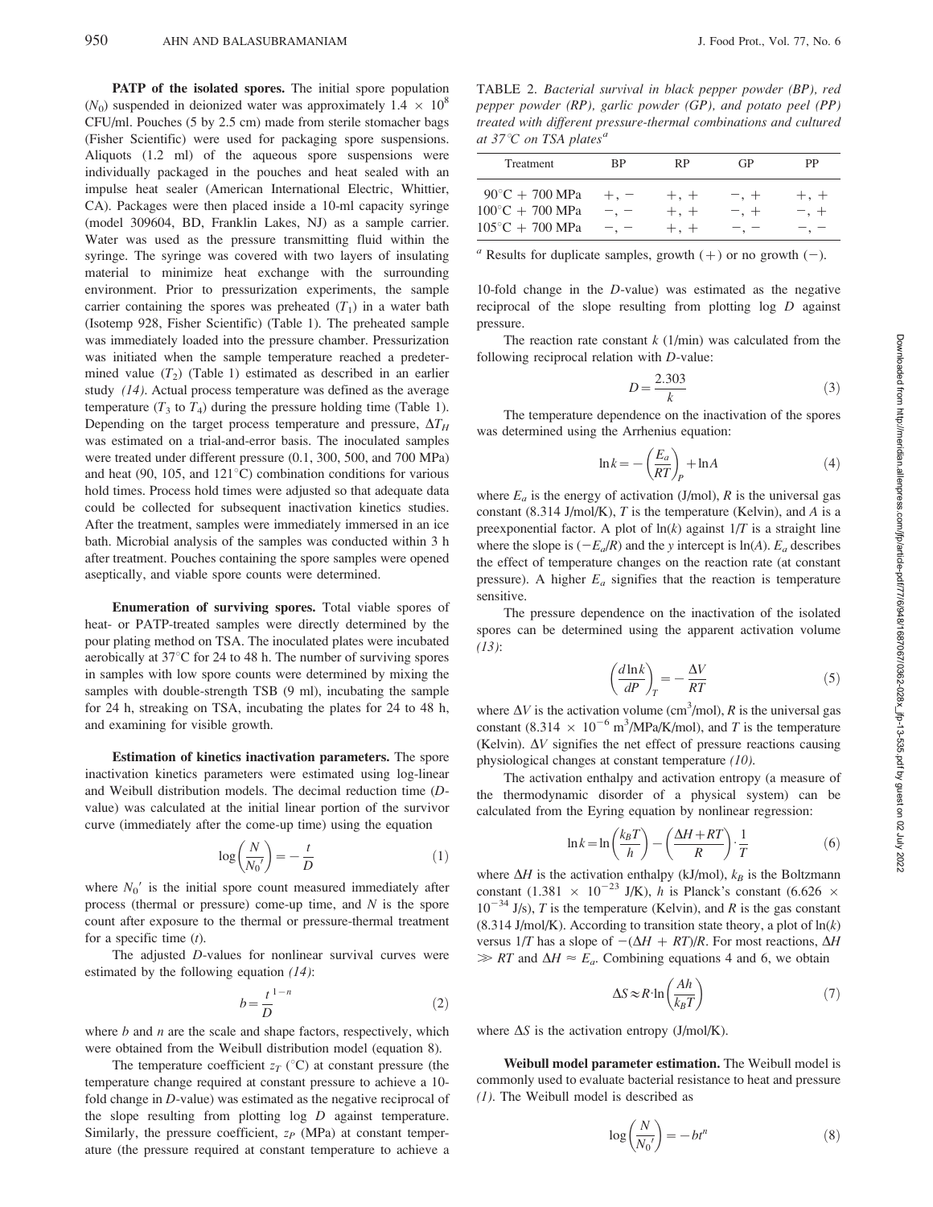**PATP of the isolated spores.** The initial spore population ($N_0$) suspended in deionized water was approximately $1.4 \times 10^8$ CFU/ml. Pouches (5 by 2.5 cm) made from sterile stomacher bags (Fisher Scientific) were used for packaging spore suspensions. Aliquots (1.2 ml) of the aqueous spore suspensions were individually packaged in the pouches and heat sealed with an impulse heat sealer (American International Electric, Whittier, CA). Packages were then placed inside a 10-ml capacity syringe (model 309604, BD, Franklin Lakes, NJ) as a sample carrier. Water was used as the pressure transmitting fluid within the syringe. The syringe was covered with two layers of insulating material to minimize heat exchange with the surrounding environment. Prior to pressurization experiments, the sample carrier containing the spores was preheated ($T_1$) in a water bath (Isotemp 928, Fisher Scientific) (Table 1). The preheated sample was immediately loaded into the pressure chamber. Pressurization was initiated when the sample temperature reached a predetermined value ($T_2$) (Table 1) estimated as described in an earlier study *(14)*. Actual process temperature was defined as the average temperature ($T_3$ to $T_4$) during the pressure holding time (Table 1). Depending on the target process temperature and pressure, $\Delta T_H$ was estimated on a trial-and-error basis. The inoculated samples were treated under different pressure (0.1, 300, 500, and 700 MPa) and heat (90, 105, and 121°C) combination conditions for various hold times. Process hold times were adjusted so that adequate data could be collected for subsequent inactivation kinetics studies. After the treatment, samples were immediately immersed in an ice bath. Microbial analysis of the samples was conducted within 3 h after treatment. Pouches containing the spore samples were opened aseptically, and viable spore counts were determined.

**Enumeration of surviving spores.** Total viable spores of heat- or PATP-treated samples were directly determined by the pour plating method on TSA. The inoculated plates were incubated aerobically at 37°C for 24 to 48 h. The number of surviving spores in samples with low spore counts were determined by mixing the samples with double-strength TSB (9 ml), incubating the sample for 24 h, streaking on TSA, incubating the plates for 24 to 48 h, and examining for visible growth.

**Estimation of kinetics inactivation parameters.** The spore inactivation kinetics parameters were estimated using log-linear and Weibull distribution models. The decimal reduction time (*D*-value) was calculated at the initial linear portion of the survivor curve (immediately after the come-up time) using the equation

$$\log\left(\frac{N}{N_0'}\right) = -\frac{t}{D} \quad (1)$$

where $N_0'$ is the initial spore count measured immediately after process (thermal or pressure) come-up time, and $N$ is the spore count after exposure to the thermal or pressure-thermal treatment for a specific time ($t$).

The adjusted *D*-values for nonlinear survival curves were estimated by the following equation *(14)*:

$$b = \frac{t^{1-n}}{D} \quad (2)$$

where $b$ and $n$ are the scale and shape factors, respectively, which were obtained from the Weibull distribution model (equation 8).

The temperature coefficient $z_T$ (°C) at constant pressure (the temperature change required at constant pressure to achieve a 10-fold change in *D*-value) was estimated as the negative reciprocal of the slope resulting from plotting log *D* against temperature. Similarly, the pressure coefficient, $z_P$ (MPa) at constant temperature (the pressure required at constant temperature to achieve a 10-fold change in the *D*-value) was estimated as the negative reciprocal of the slope resulting from plotting log *D* against pressure.

TABLE 2. *Bacterial survival in black pepper powder (BP), red pepper powder (RP), garlic powder (GP), and potato peel (PP) treated with different pressure-thermal combinations and cultured at 37°C on TSA plates*[a]

| Treatment | BP | RP | GP | PP |
|---|---|---|---|---|
| 90°C + 700 MPa | +, − | +, + | −, + | +, + |
| 100°C + 700 MPa | −, − | +, + | −, + | −, + |
| 105°C + 700 MPa | −, − | +, + | −, − | −, − |

[a] Results for duplicate samples, growth (+) or no growth (−).

The reaction rate constant $k$ (1/min) was calculated from the following reciprocal relation with *D*-value:

$$D = \frac{2.303}{k} \quad (3)$$

The temperature dependence on the inactivation of the spores was determined using the Arrhenius equation:

$$\ln k = -\left(\frac{E_a}{RT}\right)_P + \ln A \quad (4)$$

where $E_a$ is the energy of activation (J/mol), $R$ is the universal gas constant (8.314 J/mol/K), $T$ is the temperature (Kelvin), and $A$ is a preexponential factor. A plot of $\ln(k)$ against $1/T$ is a straight line where the slope is $(-E_a/R)$ and the *y* intercept is $\ln(A)$. $E_a$ describes the effect of temperature changes on the reaction rate (at constant pressure). A higher $E_a$ signifies that the reaction is temperature sensitive.

The pressure dependence on the inactivation of the isolated spores can be determined using the apparent activation volume *(13)*:

$$\left(\frac{d\ln k}{dP}\right)_T = -\frac{\Delta V}{RT} \quad (5)$$

where $\Delta V$ is the activation volume (cm$^3$/mol), $R$ is the universal gas constant ($8.314 \times 10^{-6}$ m$^3$/MPa/K/mol), and $T$ is the temperature (Kelvin). $\Delta V$ signifies the net effect of pressure reactions causing physiological changes at constant temperature *(10)*.

The activation enthalpy and activation entropy (a measure of the thermodynamic disorder of a physical system) can be calculated from the Eyring equation by nonlinear regression:

$$\ln k = \ln\left(\frac{k_B T}{h}\right) - \left(\frac{\Delta H + RT}{R}\right)\cdot\frac{1}{T} \quad (6)$$

where $\Delta H$ is the activation enthalpy (kJ/mol), $k_B$ is the Boltzmann constant ($1.381 \times 10^{-23}$ J/K), $h$ is Planck's constant ($6.626 \times 10^{-34}$ J/s), $T$ is the temperature (Kelvin), and $R$ is the gas constant (8.314 J/mol/K). According to transition state theory, a plot of $\ln(k)$ versus $1/T$ has a slope of $-(\Delta H + RT)/R$. For most reactions, $\Delta H \gg RT$ and $\Delta H \approx E_a$. Combining equations 4 and 6, we obtain

$$\Delta S \approx R\cdot\ln\left(\frac{Ah}{k_B T}\right) \quad (7)$$

where $\Delta S$ is the activation entropy (J/mol/K).

**Weibull model parameter estimation.** The Weibull model is commonly used to evaluate bacterial resistance to heat and pressure *(1)*. The Weibull model is described as

$$\log\left(\frac{N}{N_0'}\right) = -bt^n \quad (8)$$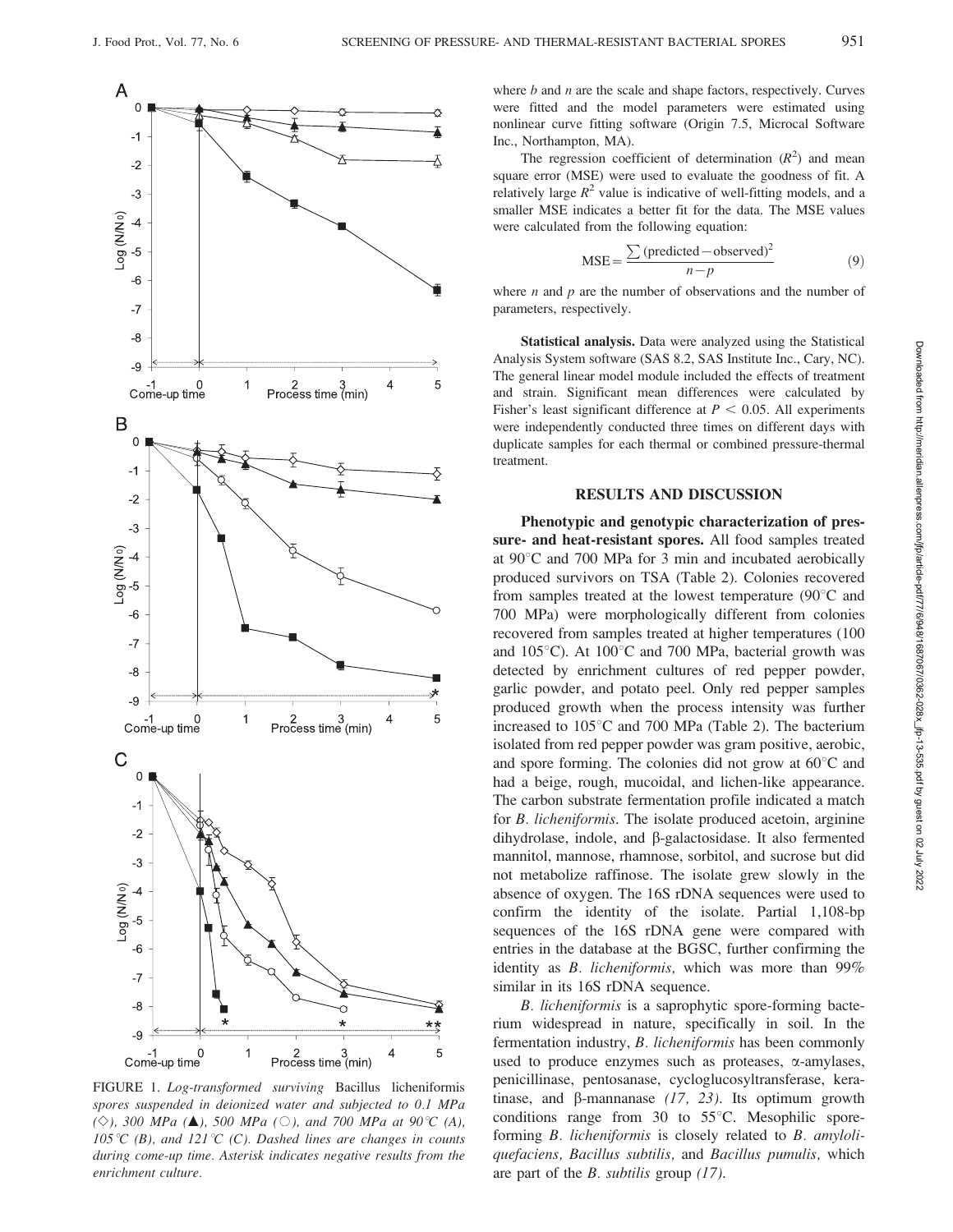where $b$ and $n$ are the scale and shape factors, respectively. Curves were fitted and the model parameters were estimated using nonlinear curve fitting software (Origin 7.5, Microcal Software Inc., Northampton, MA).

The regression coefficient of determination ($R^2$) and mean square error (MSE) were used to evaluate the goodness of fit. A relatively large $R^2$ value is indicative of well-fitting models, and a smaller MSE indicates a better fit for the data. The MSE values were calculated from the following equation:

$$\text{MSE} = \frac{\sum (\text{predicted} - \text{observed})^2}{n - p} \tag{9}$$

where $n$ and $p$ are the number of observations and the number of parameters, respectively.

**Statistical analysis.** Data were analyzed using the Statistical Analysis System software (SAS 8.2, SAS Institute Inc., Cary, NC). The general linear model module included the effects of treatment and strain. Significant mean differences were calculated by Fisher's least significant difference at $P < 0.05$. All experiments were independently conducted three times on different days with duplicate samples for each thermal or combined pressure-thermal treatment.

## RESULTS AND DISCUSSION

**Phenotypic and genotypic characterization of pressure- and heat-resistant spores.** All food samples treated at 90°C and 700 MPa for 3 min and incubated aerobically produced survivors on TSA (Table 2). Colonies recovered from samples treated at the lowest temperature (90°C and 700 MPa) were morphologically different from colonies recovered from samples treated at higher temperatures (100 and 105°C). At 100°C and 700 MPa, bacterial growth was detected by enrichment cultures of red pepper powder, garlic powder, and potato peel. Only red pepper samples produced growth when the process intensity was further increased to 105°C and 700 MPa (Table 2). The bacterium isolated from red pepper powder was gram positive, aerobic, and spore forming. The colonies did not grow at 60°C and had a beige, rough, mucoidal, and lichen-like appearance. The carbon substrate fermentation profile indicated a match for *B. licheniformis*. The isolate produced acetoin, arginine dihydrolase, indole, and β-galactosidase. It also fermented mannitol, mannose, rhamnose, sorbitol, and sucrose but did not metabolize raffinose. The isolate grew slowly in the absence of oxygen. The 16S rDNA sequences were used to confirm the identity of the isolate. Partial 1,108-bp sequences of the 16S rDNA gene were compared with entries in the database at the BGSC, further confirming the identity as *B. licheniformis,* which was more than 99% similar in its 16S rDNA sequence.

*B. licheniformis* is a saprophytic spore-forming bacterium widespread in nature, specifically in soil. In the fermentation industry, *B. licheniformis* has been commonly used to produce enzymes such as proteases, α-amylases, penicillinase, pentosanase, cycloglucosyltransferase, keratinase, and β-mannanase *(17, 23)*. Its optimum growth conditions range from 30 to 55°C. Mesophilic spore-forming *B. licheniformis* is closely related to *B. amyloliquefaciens, Bacillus subtilis,* and *Bacillus pumulis,* which are part of the *B. subtilis* group *(17)*.

FIGURE 1. *Log-transformed surviving* Bacillus licheniformis *spores suspended in deionized water and subjected to 0.1 MPa (◇), 300 MPa (▲), 500 MPa (○), and 700 MPa at 90°C (A), 105°C (B), and 121°C (C). Dashed lines are changes in counts during come-up time. Asterisk indicates negative results from the enrichment culture.*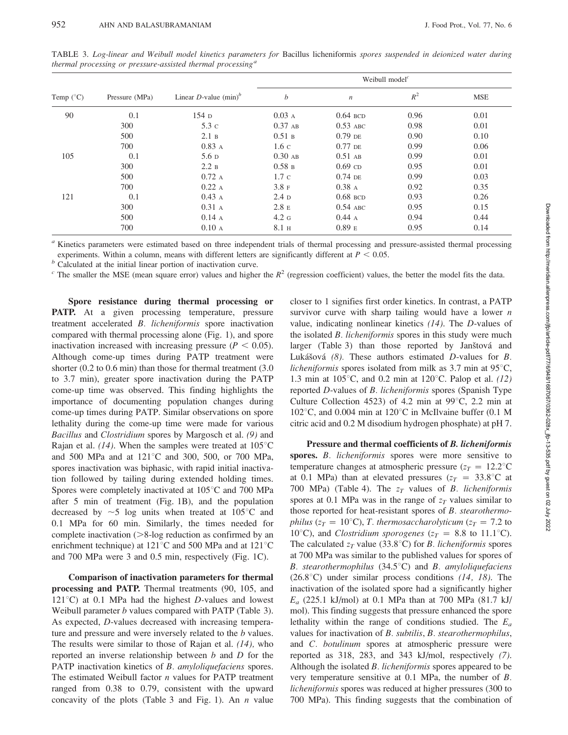TABLE 3. *Log-linear and Weibull model kinetics parameters for* Bacillus licheniformis *spores suspended in deionized water during thermal processing or pressure-assisted thermal processing*[a]

| Temp (°C) | Pressure (MPa) | Linear *D*-value (min)[b] | Weibull model[c] | | | |
|---|---|---|---|---|---|---|
| | | | *b* | *n* | $R^2$ | MSE |
| 90 | 0.1 | 154 D | 0.03 A | 0.64 BCD | 0.96 | 0.01 |
| | 300 | 5.3 C | 0.37 AB | 0.53 ABC | 0.98 | 0.01 |
| | 500 | 2.1 B | 0.51 B | 0.79 DE | 0.90 | 0.10 |
| | 700 | 0.83 A | 1.6 C | 0.77 DE | 0.99 | 0.06 |
| 105 | 0.1 | 5.6 D | 0.30 AB | 0.51 AB | 0.99 | 0.01 |
| | 300 | 2.2 B | 0.58 B | 0.69 CD | 0.95 | 0.01 |
| | 500 | 0.72 A | 1.7 C | 0.74 DE | 0.99 | 0.03 |
| | 700 | 0.22 A | 3.8 F | 0.38 A | 0.92 | 0.35 |
| 121 | 0.1 | 0.43 A | 2.4 D | 0.68 BCD | 0.93 | 0.26 |
| | 300 | 0.31 A | 2.8 E | 0.54 ABC | 0.95 | 0.15 |
| | 500 | 0.14 A | 4.2 G | 0.44 A | 0.94 | 0.44 |
| | 700 | 0.10 A | 8.1 H | 0.89 E | 0.95 | 0.14 |

[a] Kinetics parameters were estimated based on three independent trials of thermal processing and pressure-assisted thermal processing experiments. Within a column, means with different letters are significantly different at $P < 0.05$.

[b] Calculated at the initial linear portion of inactivation curve.

[c] The smaller the MSE (mean square error) values and higher the $R^2$ (regression coefficient) values, the better the model fits the data.

**Spore resistance during thermal processing or PATP.** At a given processing temperature, pressure treatment accelerated *B. licheniformis* spore inactivation compared with thermal processing alone (Fig. 1), and spore inactivation increased with increasing pressure ($P < 0.05$). Although come-up times during PATP treatment were shorter (0.2 to 0.6 min) than those for thermal treatment (3.0 to 3.7 min), greater spore inactivation during the PATP come-up time was observed. This finding highlights the importance of documenting population changes during come-up times during PATP. Similar observations on spore lethality during the come-up time were made for various *Bacillus* and *Clostridium* spores by Margosch et al. *(9)* and Rajan et al. *(14)*. When the samples were treated at 105°C and 500 MPa and at 121°C and 300, 500, or 700 MPa, spores inactivation was biphasic, with rapid initial inactivation followed by tailing during extended holding times. Spores were completely inactivated at 105°C and 700 MPa after 5 min of treatment (Fig. 1B), and the population decreased by ~5 log units when treated at 105°C and 0.1 MPa for 60 min. Similarly, the times needed for complete inactivation (>8-log reduction as confirmed by an enrichment technique) at 121°C and 500 MPa and at 121°C and 700 MPa were 3 and 0.5 min, respectively (Fig. 1C).

**Comparison of inactivation parameters for thermal processing and PATP.** Thermal treatments (90, 105, and 121°C) at 0.1 MPa had the highest *D*-values and lowest Weibull parameter *b* values compared with PATP (Table 3). As expected, *D*-values decreased with increasing temperature and pressure and were inversely related to the *b* values. The results were similar to those of Rajan et al. *(14)*, who reported an inverse relationship between *b* and *D* for the PATP inactivation kinetics of *B. amyloliquefaciens* spores. The estimated Weibull factor *n* values for PATP treatment ranged from 0.38 to 0.79, consistent with the upward concavity of the plots (Table 3 and Fig. 1). An *n* value closer to 1 signifies first order kinetics. In contrast, a PATP survivor curve with sharp tailing would have a lower *n* value, indicating nonlinear kinetics *(14)*. The *D*-values of the isolated *B. licheniformis* spores in this study were much larger (Table 3) than those reported by Janštová and Lukášová *(8)*. These authors estimated *D*-values for *B. licheniformis* spores isolated from milk as 3.7 min at 95°C, 1.3 min at 105°C, and 0.2 min at 120°C. Palop et al. *(12)* reported *D*-values of *B. licheniformis* spores (Spanish Type Culture Collection 4523) of 4.2 min at 99°C, 2.2 min at 102°C, and 0.004 min at 120°C in McIlvaine buffer (0.1 M citric acid and 0.2 M disodium hydrogen phosphate) at pH 7.

**Pressure and thermal coefficients of *B. licheniformis* spores.** *B. licheniformis* spores were more sensitive to temperature changes at atmospheric pressure ($z_T$ = 12.2°C at 0.1 MPa) than at elevated pressures ($z_T$ = 33.8°C at 700 MPa) (Table 4). The $z_T$ values of *B. licheniformis* spores at 0.1 MPa was in the range of $z_T$ values similar to those reported for heat-resistant spores of *B. stearothermophilus* ($z_T$ = 10°C), *T. thermosaccharolyticum* ($z_T$ = 7.2 to 10°C), and *Clostridium sporogenes* ($z_T$ = 8.8 to 11.1°C). The calculated $z_T$ value (33.8°C) for *B. licheniformis* spores at 700 MPa was similar to the published values for spores of *B. stearothermophilus* (34.5°C) and *B. amyloliquefaciens* (26.8°C) under similar process conditions *(14, 18)*. The inactivation of the isolated spore had a significantly higher $E_a$ (225.1 kJ/mol) at 0.1 MPa than at 700 MPa (81.7 kJ/mol). This finding suggests that pressure enhanced the spore lethality within the range of conditions studied. The $E_a$ values for inactivation of *B. subtilis*, *B. stearothermophilus*, and *C. botulinum* spores at atmospheric pressure were reported as 318, 283, and 343 kJ/mol, respectively *(7)*. Although the isolated *B. licheniformis* spores appeared to be very temperature sensitive at 0.1 MPa, the number of *B. licheniformis* spores was reduced at higher pressures (300 to 700 MPa). This finding suggests that the combination of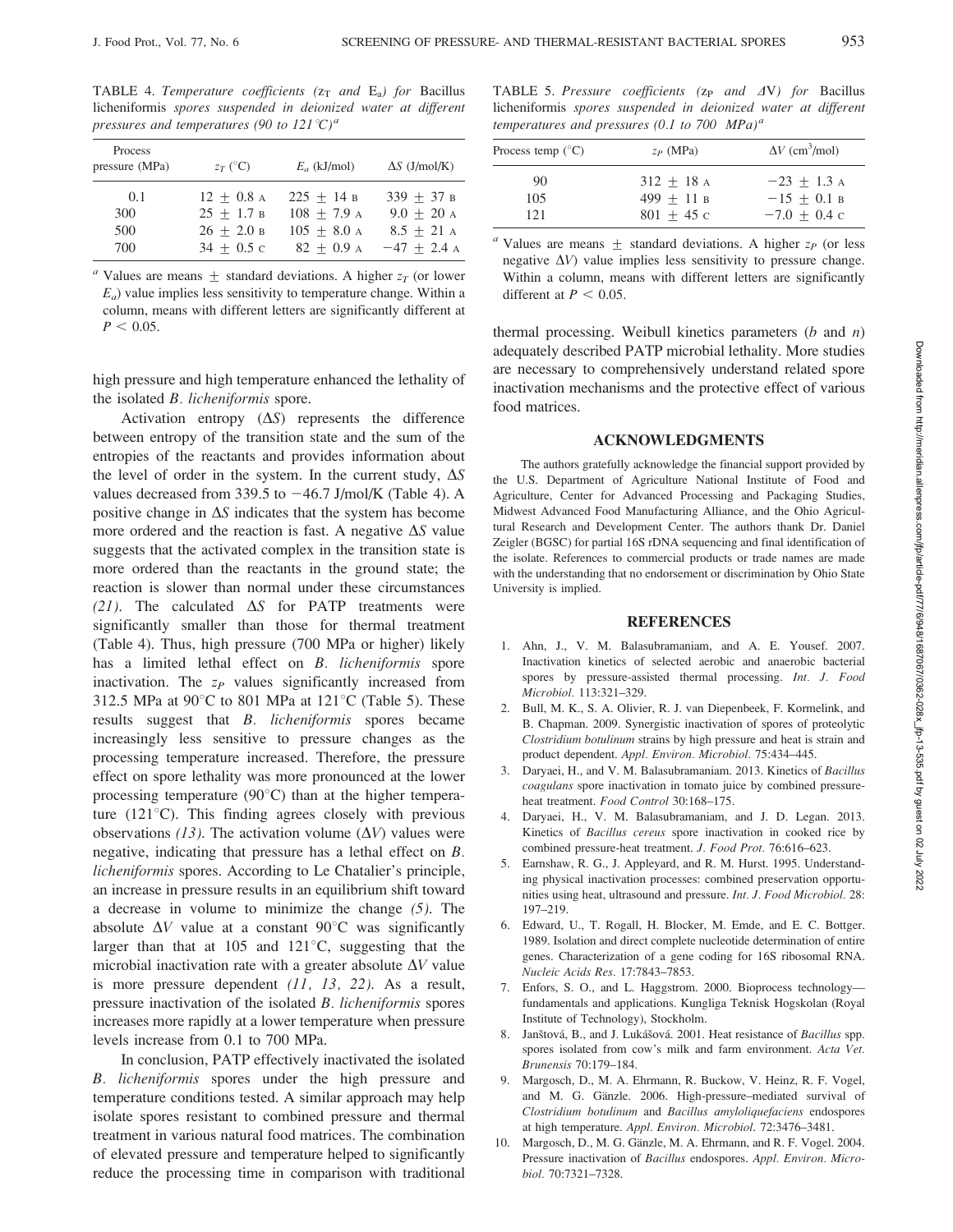TABLE 4. *Temperature coefficients ($z_T$ and $E_a$) for* Bacillus licheniformis *spores suspended in deionized water at different pressures and temperatures (90 to 121°C)*[a]

| Process pressure (MPa) | $z_T$ (°C) | $E_a$ (kJ/mol) | $\Delta S$ (J/mol/K) |
|---|---|---|---|
| 0.1 | 12 ± 0.8 A | 225 ± 14 B | 339 ± 37 B |
| 300 | 25 ± 1.7 B | 108 ± 7.9 A | 9.0 ± 20 A |
| 500 | 26 ± 2.0 B | 105 ± 8.0 A | 8.5 ± 21 A |
| 700 | 34 ± 0.5 C | 82 ± 0.9 A | −47 ± 2.4 A |

[a] Values are means ± standard deviations. A higher $z_T$ (or lower $E_a$) value implies less sensitivity to temperature change. Within a column, means with different letters are significantly different at $P < 0.05$.

TABLE 5. *Pressure coefficients ($z_P$ and $\Delta V$) for* Bacillus licheniformis *spores suspended in deionized water at different temperatures and pressures (0.1 to 700 MPa)*[a]

| Process temp (°C) | $z_P$ (MPa) | $\Delta V$ (cm$^3$/mol) |
|---|---|---|
| 90 | 312 ± 18 A | −23 ± 1.3 A |
| 105 | 499 ± 11 B | −15 ± 0.1 B |
| 121 | 801 ± 45 C | −7.0 ± 0.4 C |

[a] Values are means ± standard deviations. A higher $z_P$ (or less negative $\Delta V$) value implies less sensitivity to pressure change. Within a column, means with different letters are significantly different at $P < 0.05$.

high pressure and high temperature enhanced the lethality of the isolated *B. licheniformis* spore.

Activation entropy ($\Delta S$) represents the difference between entropy of the transition state and the sum of the entropies of the reactants and provides information about the level of order in the system. In the current study, $\Delta S$ values decreased from 339.5 to −46.7 J/mol/K (Table 4). A positive change in $\Delta S$ indicates that the system has become more ordered and the reaction is fast. A negative $\Delta S$ value suggests that the activated complex in the transition state is more ordered than the reactants in the ground state; the reaction is slower than normal under these circumstances *(21)*. The calculated $\Delta S$ for PATP treatments were significantly smaller than those for thermal treatment (Table 4). Thus, high pressure (700 MPa or higher) likely has a limited lethal effect on *B. licheniformis* spore inactivation. The $z_P$ values significantly increased from 312.5 MPa at 90°C to 801 MPa at 121°C (Table 5). These results suggest that *B. licheniformis* spores became increasingly less sensitive to pressure changes as the processing temperature increased. Therefore, the pressure effect on spore lethality was more pronounced at the lower processing temperature (90°C) than at the higher temperature (121°C). This finding agrees closely with previous observations *(13)*. The activation volume ($\Delta V$) values were negative, indicating that pressure has a lethal effect on *B. licheniformis* spores. According to Le Chatalier's principle, an increase in pressure results in an equilibrium shift toward a decrease in volume to minimize the change *(5)*. The absolute $\Delta V$ value at a constant 90°C was significantly larger than that at 105 and 121°C, suggesting that the microbial inactivation rate with a greater absolute $\Delta V$ value is more pressure dependent *(11, 13, 22)*. As a result, pressure inactivation of the isolated *B. licheniformis* spores increases more rapidly at a lower temperature when pressure levels increase from 0.1 to 700 MPa.

In conclusion, PATP effectively inactivated the isolated *B. licheniformis* spores under the high pressure and temperature conditions tested. A similar approach may help isolate spores resistant to combined pressure and thermal treatment in various natural food matrices. The combination of elevated pressure and temperature helped to significantly reduce the processing time in comparison with traditional thermal processing. Weibull kinetics parameters (*b* and *n*) adequately described PATP microbial lethality. More studies are necessary to comprehensively understand related spore inactivation mechanisms and the protective effect of various food matrices.

## ACKNOWLEDGMENTS

The authors gratefully acknowledge the financial support provided by the U.S. Department of Agriculture National Institute of Food and Agriculture, Center for Advanced Processing and Packaging Studies, Midwest Advanced Food Manufacturing Alliance, and the Ohio Agricultural Research and Development Center. The authors thank Dr. Daniel Zeigler (BGSC) for partial 16S rDNA sequencing and final identification of the isolate. References to commercial products or trade names are made with the understanding that no endorsement or discrimination by Ohio State University is implied.

## REFERENCES

1. Ahn, J., V. M. Balasubramaniam, and A. E. Yousef. 2007. Inactivation kinetics of selected aerobic and anaerobic bacterial spores by pressure-assisted thermal processing. *Int. J. Food Microbiol.* 113:321–329.
2. Bull, M. K., S. A. Olivier, R. J. van Diepenbeek, F. Kormelink, and B. Chapman. 2009. Synergistic inactivation of spores of proteolytic *Clostridium botulinum* strains by high pressure and heat is strain and product dependent. *Appl. Environ. Microbiol.* 75:434–445.
3. Daryaei, H., and V. M. Balasubramaniam. 2013. Kinetics of *Bacillus coagulans* spore inactivation in tomato juice by combined pressure-heat treatment. *Food Control* 30:168–175.
4. Daryaei, H., V. M. Balasubramaniam, and J. D. Legan. 2013. Kinetics of *Bacillus cereus* spore inactivation in cooked rice by combined pressure-heat treatment. *J. Food Prot.* 76:616–623.
5. Earnshaw, R. G., J. Appleyard, and R. M. Hurst. 1995. Understanding physical inactivation processes: combined preservation opportunities using heat, ultrasound and pressure. *Int. J. Food Microbiol.* 28: 197–219.
6. Edward, U., T. Rogall, H. Blocker, M. Emde, and E. C. Bottger. 1989. Isolation and direct complete nucleotide determination of entire genes. Characterization of a gene coding for 16S ribosomal RNA. *Nucleic Acids Res.* 17:7843–7853.
7. Enfors, S. O., and L. Haggstrom. 2000. Bioprocess technology—fundamentals and applications. Kungliga Teknisk Hogskolan (Royal Institute of Technology), Stockholm.
8. Janštová, B., and J. Lukášová. 2001. Heat resistance of *Bacillus* spp. spores isolated from cow's milk and farm environment. *Acta Vet. Brunensis* 70:179–184.
9. Margosch, D., M. A. Ehrmann, R. Buckow, V. Heinz, R. F. Vogel, and M. G. Gänzle. 2006. High-pressure–mediated survival of *Clostridium botulinum* and *Bacillus amyloliquefaciens* endospores at high temperature. *Appl. Environ. Microbiol.* 72:3476–3481.
10. Margosch, D., M. G. Gänzle, M. A. Ehrmann, and R. F. Vogel. 2004. Pressure inactivation of *Bacillus* endospores. *Appl. Environ. Microbiol.* 70:7321–7328.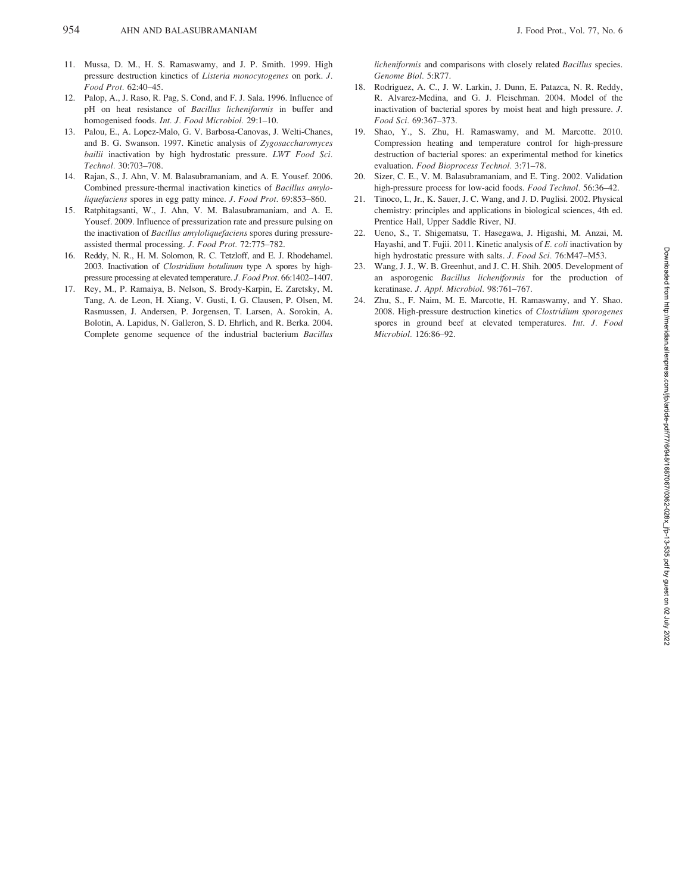11. Mussa, D. M., H. S. Ramaswamy, and J. P. Smith. 1999. High pressure destruction kinetics of *Listeria monocytogenes* on pork. *J. Food Prot.* 62:40–45.
12. Palop, A., J. Raso, R. Pag, S. Cond, and F. J. Sala. 1996. Influence of pH on heat resistance of *Bacillus licheniformis* in buffer and homogenised foods. *Int. J. Food Microbiol.* 29:1–10.
13. Palou, E., A. Lopez-Malo, G. V. Barbosa-Canovas, J. Welti-Chanes, and B. G. Swanson. 1997. Kinetic analysis of *Zygosaccharomyces bailii* inactivation by high hydrostatic pressure. *LWT Food Sci. Technol.* 30:703–708.
14. Rajan, S., J. Ahn, V. M. Balasubramaniam, and A. E. Yousef. 2006. Combined pressure-thermal inactivation kinetics of *Bacillus amyloliquefaciens* spores in egg patty mince. *J. Food Prot.* 69:853–860.
15. Ratphitagsanti, W., J. Ahn, V. M. Balasubramaniam, and A. E. Yousef. 2009. Influence of pressurization rate and pressure pulsing on the inactivation of *Bacillus amyloliquefaciens* spores during pressure-assisted thermal processing. *J. Food Prot.* 72:775–782.
16. Reddy, N. R., H. M. Solomon, R. C. Tetzloff, and E. J. Rhodehamel. 2003. Inactivation of *Clostridium botulinum* type A spores by high-pressure processing at elevated temperature. *J. Food Prot.* 66:1402–1407.
17. Rey, M., P. Ramaiya, B. Nelson, S. Brody-Karpin, E. Zaretsky, M. Tang, A. de Leon, H. Xiang, V. Gusti, I. G. Clausen, P. Olsen, M. Rasmussen, J. Andersen, P. Jorgensen, T. Larsen, A. Sorokin, A. Bolotin, A. Lapidus, N. Galleron, S. D. Ehrlich, and R. Berka. 2004. Complete genome sequence of the industrial bacterium *Bacillus licheniformis* and comparisons with closely related *Bacillus* species. *Genome Biol.* 5:R77.
18. Rodriguez, A. C., J. W. Larkin, J. Dunn, E. Patazca, N. R. Reddy, R. Alvarez-Medina, and G. J. Fleischman. 2004. Model of the inactivation of bacterial spores by moist heat and high pressure. *J. Food Sci.* 69:367–373.
19. Shao, Y., S. Zhu, H. Ramaswamy, and M. Marcotte. 2010. Compression heating and temperature control for high-pressure destruction of bacterial spores: an experimental method for kinetics evaluation. *Food Bioprocess Technol.* 3:71–78.
20. Sizer, C. E., V. M. Balasubramaniam, and E. Ting. 2002. Validation high-pressure process for low-acid foods. *Food Technol.* 56:36–42.
21. Tinoco, I., Jr., K. Sauer, J. C. Wang, and J. D. Puglisi. 2002. Physical chemistry: principles and applications in biological sciences, 4th ed. Prentice Hall, Upper Saddle River, NJ.
22. Ueno, S., T. Shigematsu, T. Hasegawa, J. Higashi, M. Anzai, M. Hayashi, and T. Fujii. 2011. Kinetic analysis of *E. coli* inactivation by high hydrostatic pressure with salts. *J. Food Sci.* 76:M47–M53.
23. Wang, J. J., W. B. Greenhut, and J. C. H. Shih. 2005. Development of an asporogenic *Bacillus licheniformis* for the production of keratinase. *J. Appl. Microbiol.* 98:761–767.
24. Zhu, S., F. Naim, M. E. Marcotte, H. Ramaswamy, and Y. Shao. 2008. High-pressure destruction kinetics of *Clostridium sporogenes* spores in ground beef at elevated temperatures. *Int. J. Food Microbiol.* 126:86–92.